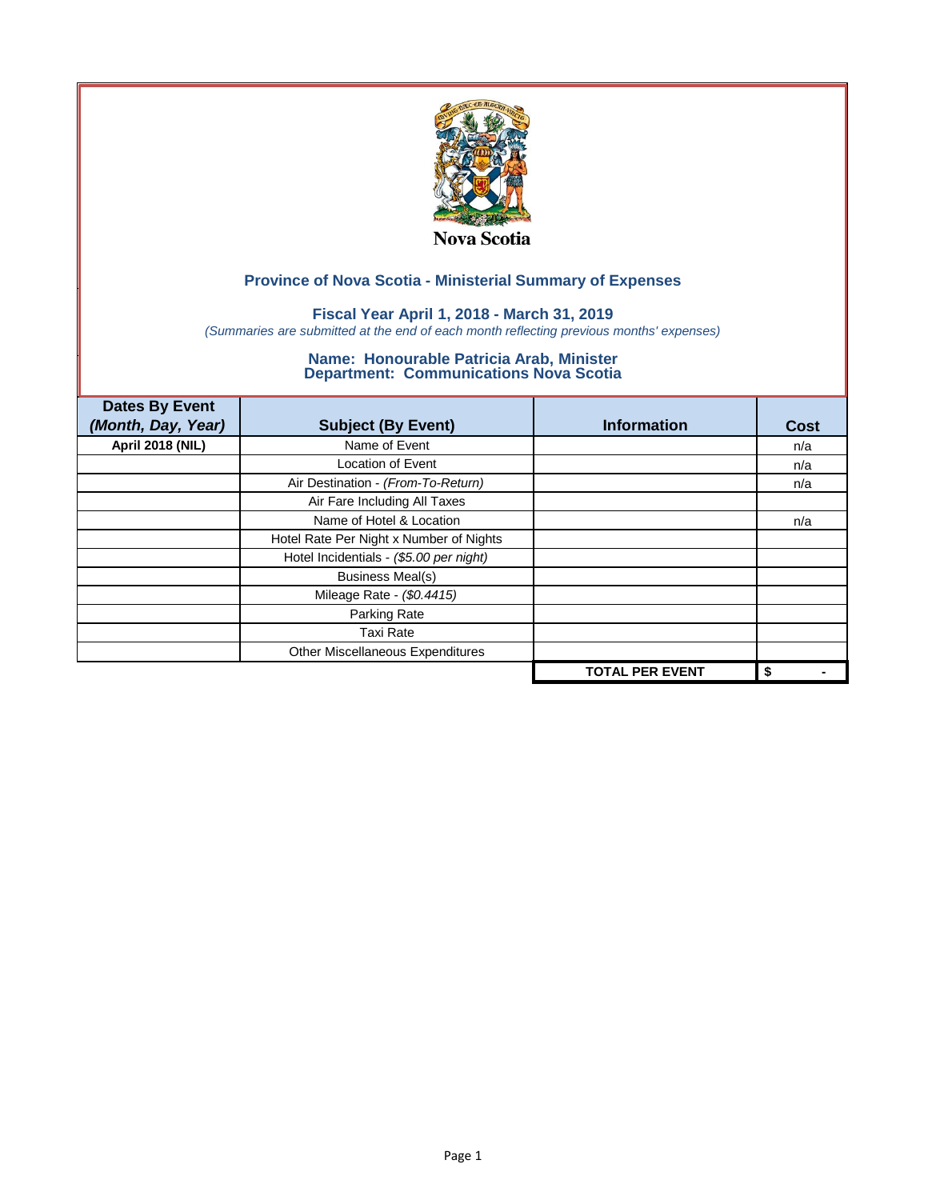Nova Scotia

## Province of Nova Scotia - Ministerial Summary of Expenses

### Fiscal Year April 1, 2018 - March 31, 2019

*(Summaries are submitted at the end of each month reflecting previous months' expenses)*

### Name: Honourable Patricia Arab, Minister
### Department: Communications Nova Scotia

| Dates By Event *(Month, Day, Year)* | Subject (By Event) | Information | Cost |
|---|---|---|---|
| **April 2018 (NIL)** | Name of Event | | n/a |
| | Location of Event | | n/a |
| | Air Destination - *(From-To-Return)* | | n/a |
| | Air Fare Including All Taxes | | |
| | Name of Hotel & Location | | n/a |
| | Hotel Rate Per Night x Number of Nights | | |
| | Hotel Incidentials - *($5.00 per night)* | | |
| | Business Meal(s) | | |
| | Mileage Rate - *($0.4415)* | | |
| | Parking Rate | | |
| | Taxi Rate | | |
| | Other Miscellaneous Expenditures | | |
| | | **TOTAL PER EVENT** | **$ -** |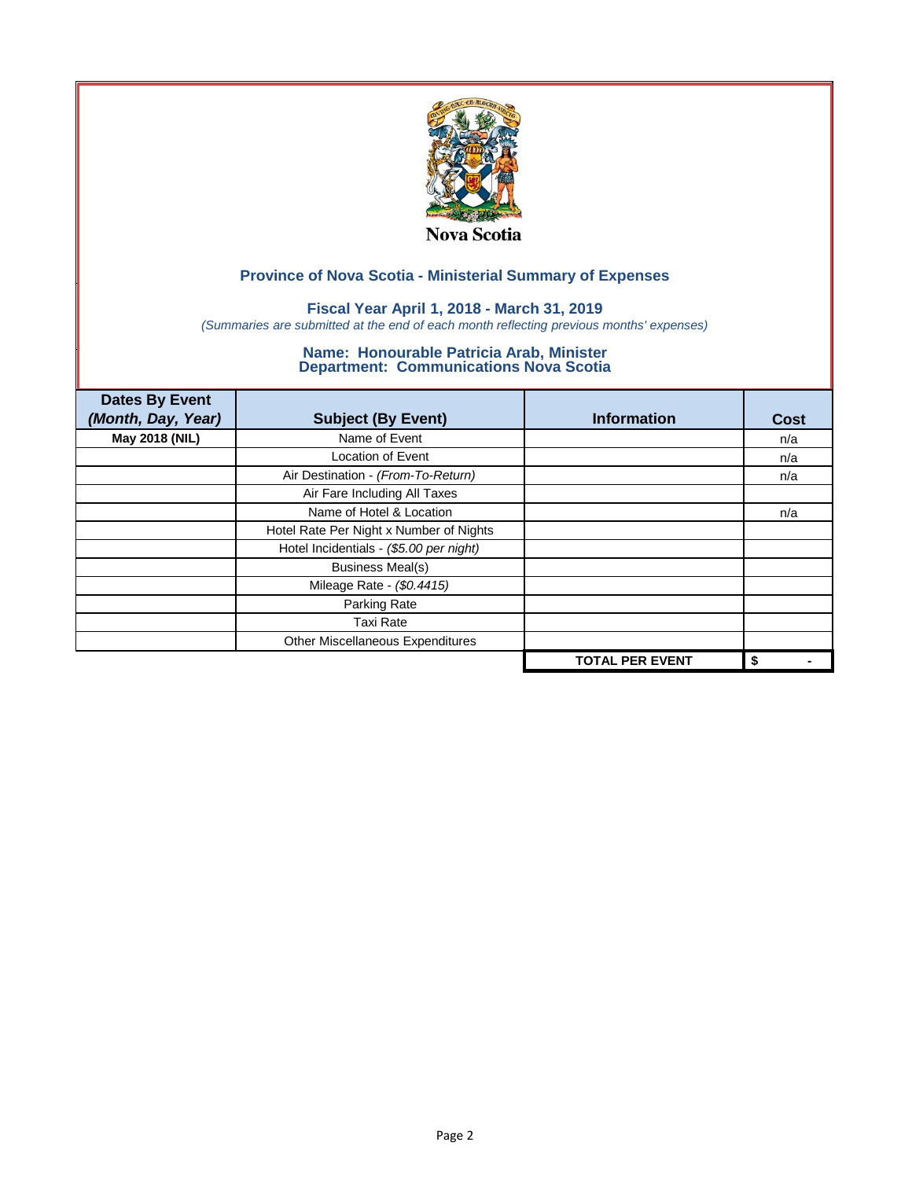Nova Scotia

## Province of Nova Scotia - Ministerial Summary of Expenses

### Fiscal Year April 1, 2018 - March 31, 2019

*(Summaries are submitted at the end of each month reflecting previous months' expenses)*

### Name: Honourable Patricia Arab, Minister
### Department: Communications Nova Scotia

| Dates By Event *(Month, Day, Year)* | Subject (By Event) | Information | Cost |
|---|---|---|---|
| **May 2018 (NIL)** | Name of Event | | n/a |
| | Location of Event | | n/a |
| | Air Destination - *(From-To-Return)* | | n/a |
| | Air Fare Including All Taxes | | |
| | Name of Hotel & Location | | n/a |
| | Hotel Rate Per Night x Number of Nights | | |
| | Hotel Incidentials - *($5.00 per night)* | | |
| | Business Meal(s) | | |
| | Mileage Rate - *($0.4415)* | | |
| | Parking Rate | | |
| | Taxi Rate | | |
| | Other Miscellaneous Expenditures | | |
| | | **TOTAL PER EVENT** | **$ -** |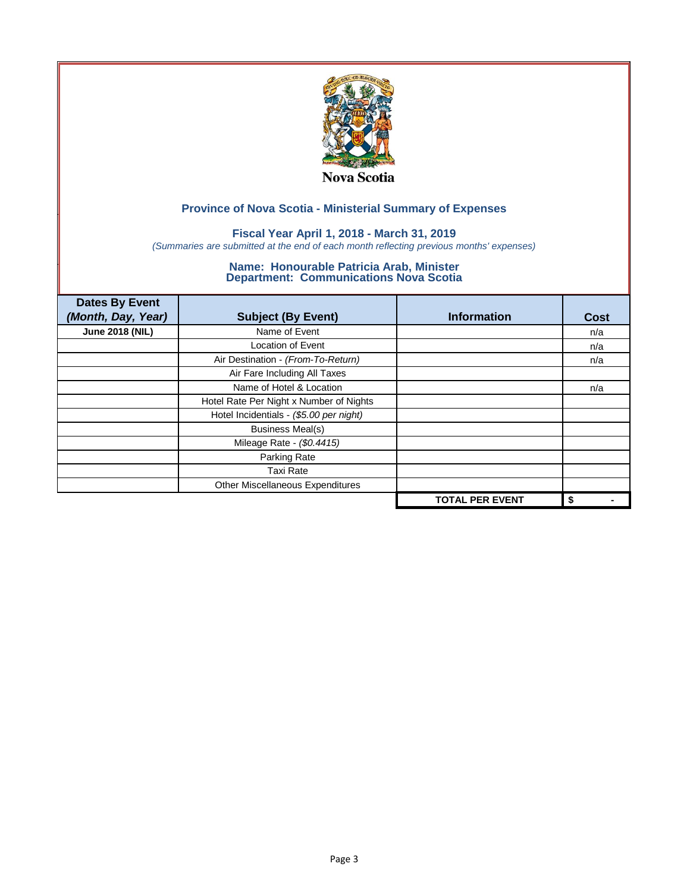Nova Scotia

## Province of Nova Scotia - Ministerial Summary of Expenses

### Fiscal Year April 1, 2018 - March 31, 2019

*(Summaries are submitted at the end of each month reflecting previous months' expenses)*

### Name: Honourable Patricia Arab, Minister
### Department: Communications Nova Scotia

| Dates By Event *(Month, Day, Year)* | Subject (By Event) | Information | Cost |
|---|---|---|---|
| **June 2018 (NIL)** | Name of Event | | n/a |
| | Location of Event | | n/a |
| | Air Destination - *(From-To-Return)* | | n/a |
| | Air Fare Including All Taxes | | |
| | Name of Hotel & Location | | n/a |
| | Hotel Rate Per Night x Number of Nights | | |
| | Hotel Incidentials - *($5.00 per night)* | | |
| | Business Meal(s) | | |
| | Mileage Rate - *($0.4415)* | | |
| | Parking Rate | | |
| | Taxi Rate | | |
| | Other Miscellaneous Expenditures | | |
| | | **TOTAL PER EVENT** | **$ -** |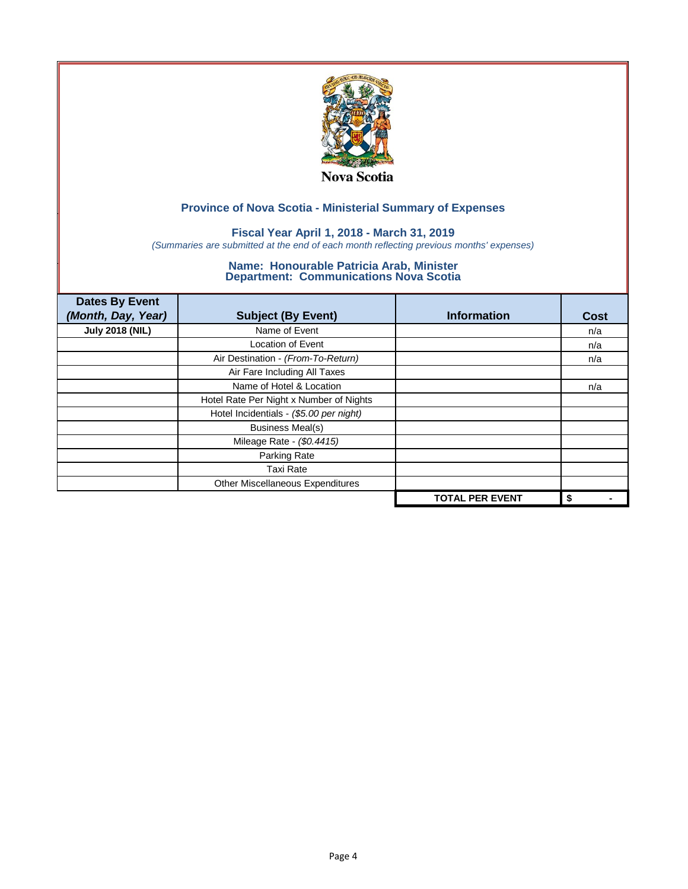Nova Scotia

## Province of Nova Scotia - Ministerial Summary of Expenses

### Fiscal Year April 1, 2018 - March 31, 2019

*(Summaries are submitted at the end of each month reflecting previous months' expenses)*

### Name: Honourable Patricia Arab, Minister
### Department: Communications Nova Scotia

| Dates By Event *(Month, Day, Year)* | Subject (By Event) | Information | Cost |
|---|---|---|---|
| **July 2018 (NIL)** | Name of Event | | n/a |
| | Location of Event | | n/a |
| | Air Destination - *(From-To-Return)* | | n/a |
| | Air Fare Including All Taxes | | |
| | Name of Hotel & Location | | n/a |
| | Hotel Rate Per Night x Number of Nights | | |
| | Hotel Incidentials - *($5.00 per night)* | | |
| | Business Meal(s) | | |
| | Mileage Rate - *($0.4415)* | | |
| | Parking Rate | | |
| | Taxi Rate | | |
| | Other Miscellaneous Expenditures | | |
| | | **TOTAL PER EVENT** | **$ -** |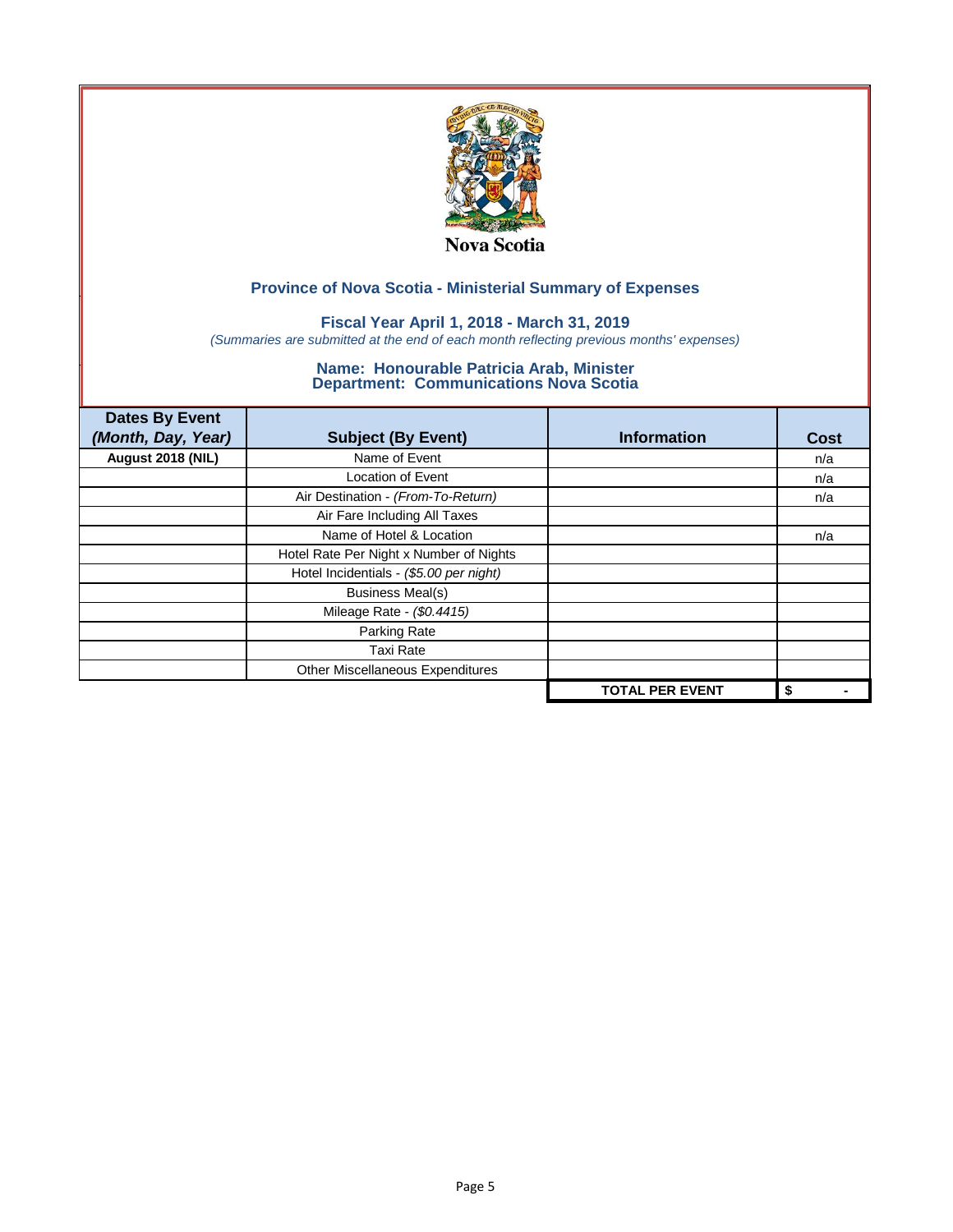Nova Scotia

## Province of Nova Scotia - Ministerial Summary of Expenses

### Fiscal Year April 1, 2018 - March 31, 2019

*(Summaries are submitted at the end of each month reflecting previous months' expenses)*

### Name: Honourable Patricia Arab, Minister
### Department: Communications Nova Scotia

| Dates By Event *(Month, Day, Year)* | Subject (By Event) | Information | Cost |
|---|---|---|---|
| **August 2018 (NIL)** | Name of Event | | n/a |
| | Location of Event | | n/a |
| | Air Destination - *(From-To-Return)* | | n/a |
| | Air Fare Including All Taxes | | |
| | Name of Hotel & Location | | n/a |
| | Hotel Rate Per Night x Number of Nights | | |
| | Hotel Incidentials - *($5.00 per night)* | | |
| | Business Meal(s) | | |
| | Mileage Rate - *($0.4415)* | | |
| | Parking Rate | | |
| | Taxi Rate | | |
| | Other Miscellaneous Expenditures | | |
| | | **TOTAL PER EVENT** | **$ -** |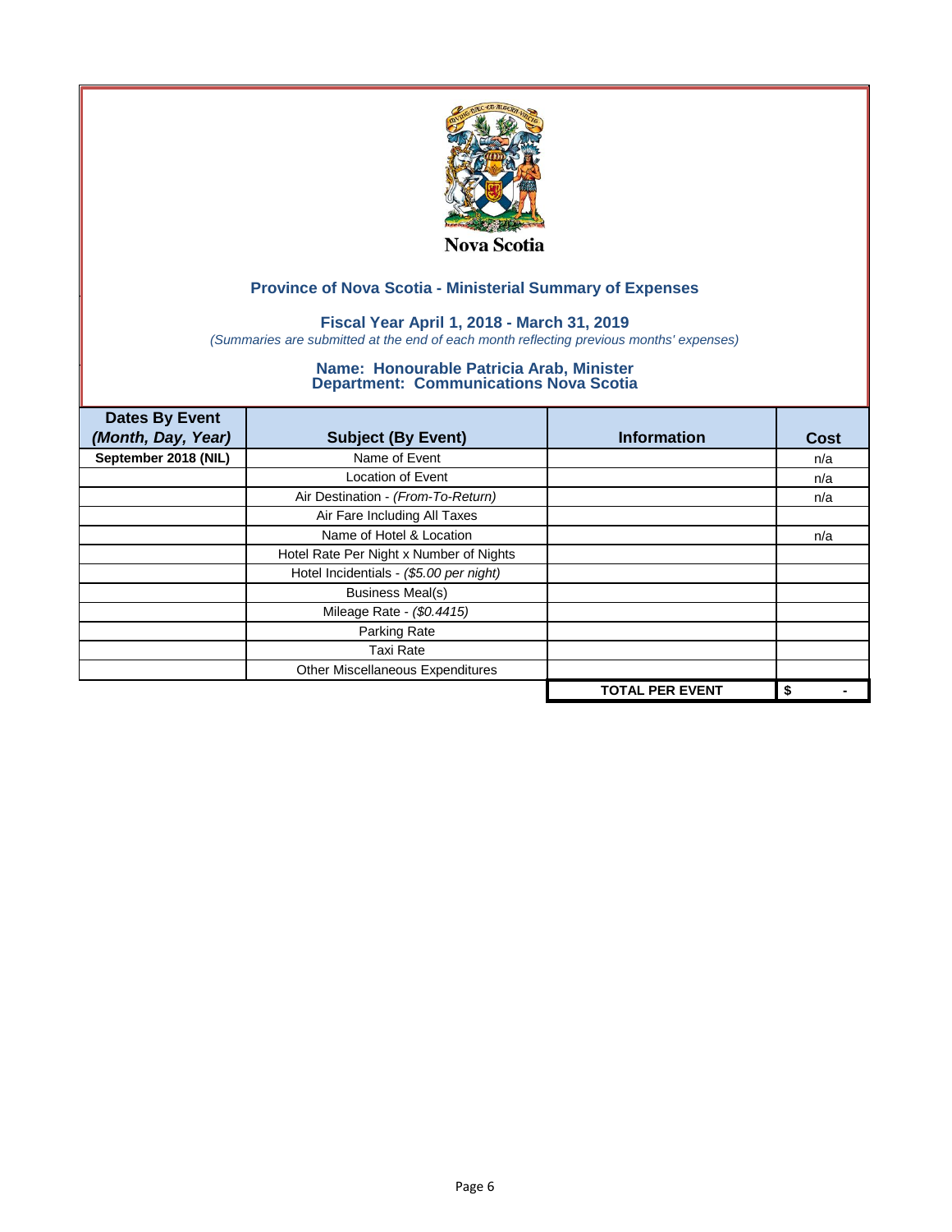Nova Scotia

## Province of Nova Scotia - Ministerial Summary of Expenses

### Fiscal Year April 1, 2018 - March 31, 2019

*(Summaries are submitted at the end of each month reflecting previous months' expenses)*

### Name: Honourable Patricia Arab, Minister
### Department: Communications Nova Scotia

| Dates By Event *(Month, Day, Year)* | Subject (By Event) | Information | Cost |
|---|---|---|---|
| **September 2018 (NIL)** | Name of Event | | n/a |
| | Location of Event | | n/a |
| | Air Destination - *(From-To-Return)* | | n/a |
| | Air Fare Including All Taxes | | |
| | Name of Hotel & Location | | n/a |
| | Hotel Rate Per Night x Number of Nights | | |
| | Hotel Incidentials - *($5.00 per night)* | | |
| | Business Meal(s) | | |
| | Mileage Rate - *($0.4415)* | | |
| | Parking Rate | | |
| | Taxi Rate | | |
| | Other Miscellaneous Expenditures | | |
| | | **TOTAL PER EVENT** | **$ -** |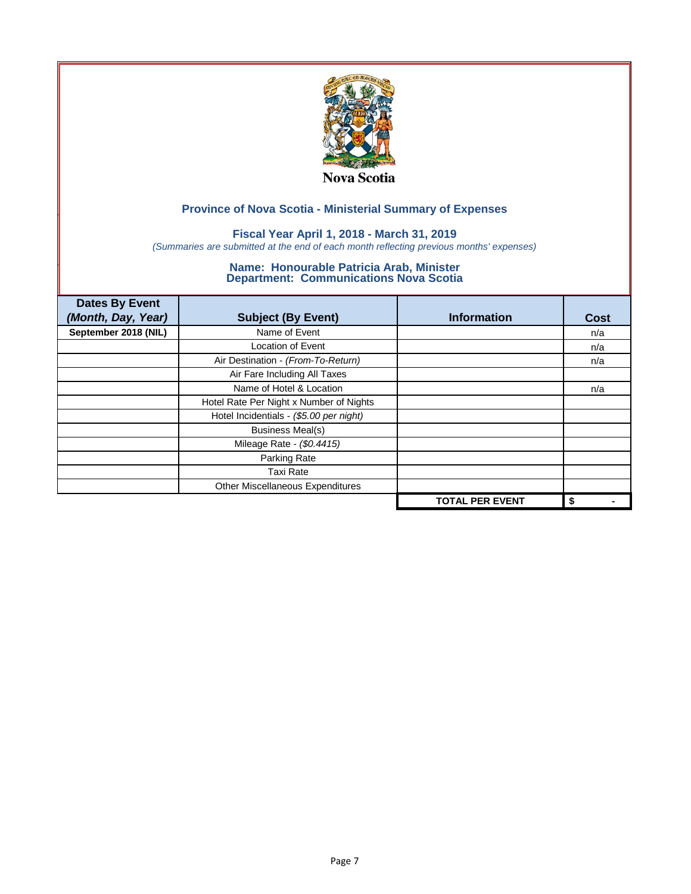Nova Scotia

## Province of Nova Scotia - Ministerial Summary of Expenses

### Fiscal Year April 1, 2018 - March 31, 2019

*(Summaries are submitted at the end of each month reflecting previous months' expenses)*

### Name: Honourable Patricia Arab, Minister
### Department: Communications Nova Scotia

| Dates By Event *(Month, Day, Year)* | Subject (By Event) | Information | Cost |
|---|---|---|---|
| September 2018 (NIL) | Name of Event | | n/a |
| | Location of Event | | n/a |
| | Air Destination - *(From-To-Return)* | | n/a |
| | Air Fare Including All Taxes | | |
| | Name of Hotel & Location | | n/a |
| | Hotel Rate Per Night x Number of Nights | | |
| | Hotel Incidentials - *($5.00 per night)* | | |
| | Business Meal(s) | | |
| | Mileage Rate - *($0.4415)* | | |
| | Parking Rate | | |
| | Taxi Rate | | |
| | Other Miscellaneous Expenditures | | |
| | | **TOTAL PER EVENT** | **$ -** |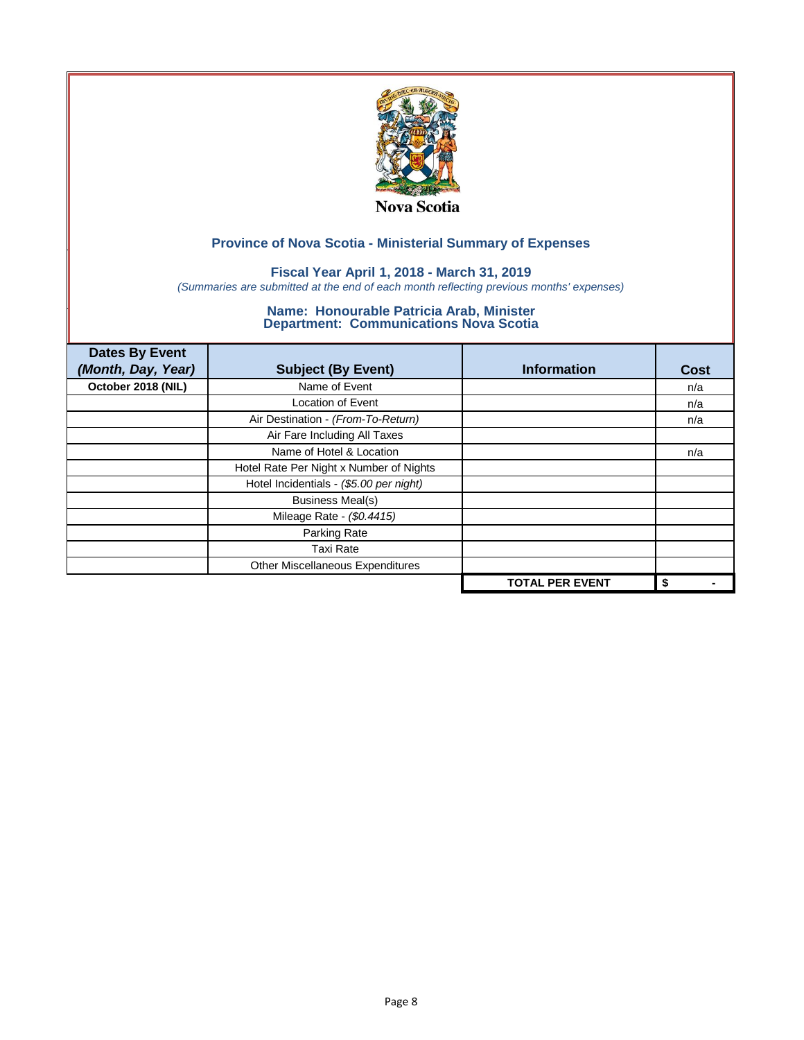Nova Scotia

## Province of Nova Scotia - Ministerial Summary of Expenses

### Fiscal Year April 1, 2018 - March 31, 2019

*(Summaries are submitted at the end of each month reflecting previous months' expenses)*

### Name: Honourable Patricia Arab, Minister
### Department: Communications Nova Scotia

| Dates By Event *(Month, Day, Year)* | Subject (By Event) | Information | Cost |
|---|---|---|---|
| **October 2018 (NIL)** | Name of Event | | n/a |
| | Location of Event | | n/a |
| | Air Destination - *(From-To-Return)* | | n/a |
| | Air Fare Including All Taxes | | |
| | Name of Hotel & Location | | n/a |
| | Hotel Rate Per Night x Number of Nights | | |
| | Hotel Incidentials - *($5.00 per night)* | | |
| | Business Meal(s) | | |
| | Mileage Rate - *($0.4415)* | | |
| | Parking Rate | | |
| | Taxi Rate | | |
| | Other Miscellaneous Expenditures | | |
| | | **TOTAL PER EVENT** | **$ -** |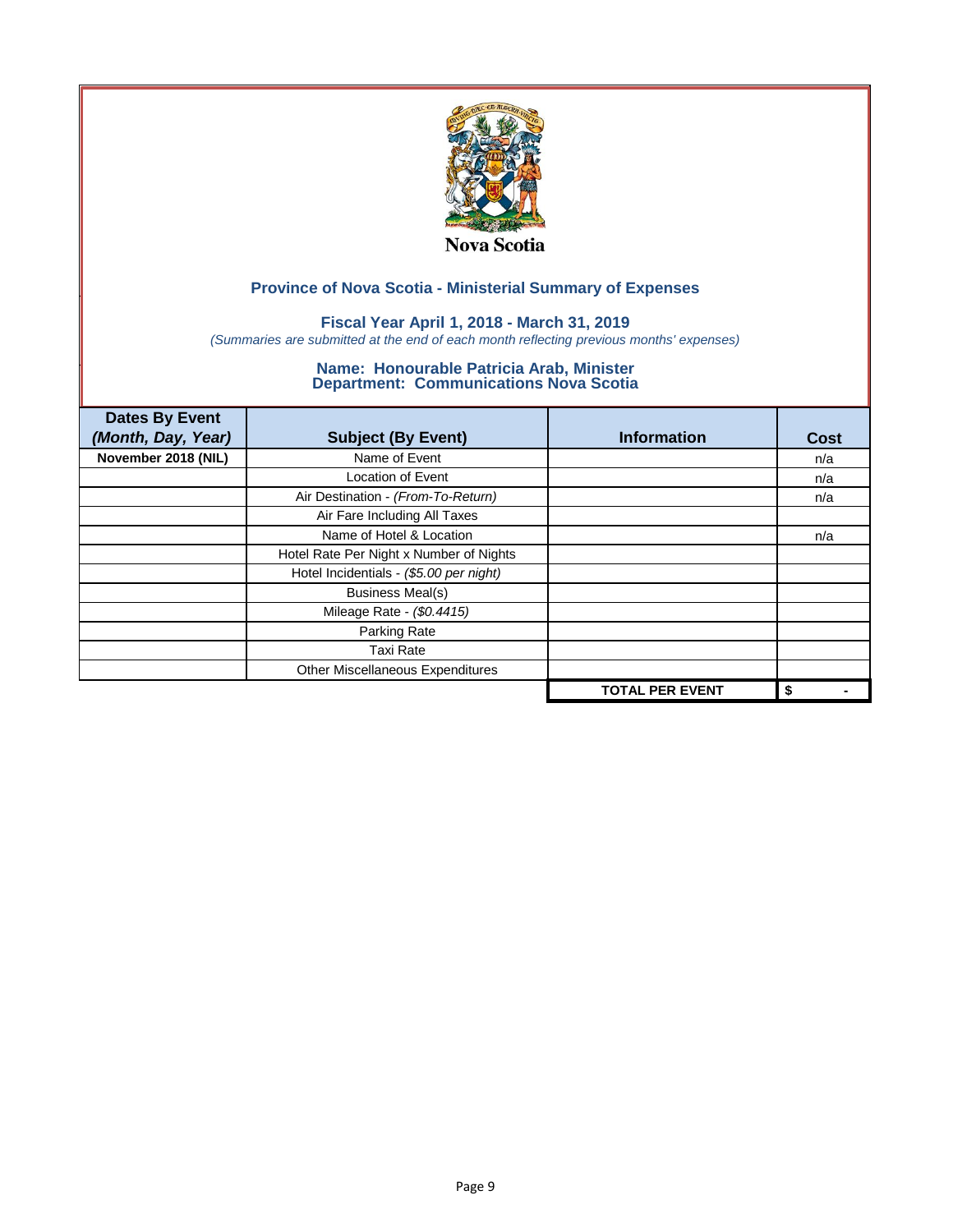Nova Scotia

## Province of Nova Scotia - Ministerial Summary of Expenses

### Fiscal Year April 1, 2018 - March 31, 2019

*(Summaries are submitted at the end of each month reflecting previous months' expenses)*

### Name: Honourable Patricia Arab, Minister
### Department: Communications Nova Scotia

| Dates By Event *(Month, Day, Year)* | Subject (By Event) | Information | Cost |
|---|---|---|---|
| November 2018 (NIL) | Name of Event | | n/a |
| | Location of Event | | n/a |
| | Air Destination - *(From-To-Return)* | | n/a |
| | Air Fare Including All Taxes | | |
| | Name of Hotel & Location | | n/a |
| | Hotel Rate Per Night x Number of Nights | | |
| | Hotel Incidentials - *($5.00 per night)* | | |
| | Business Meal(s) | | |
| | Mileage Rate - *($0.4415)* | | |
| | Parking Rate | | |
| | Taxi Rate | | |
| | Other Miscellaneous Expenditures | | |
| | | **TOTAL PER EVENT** | **$ -** |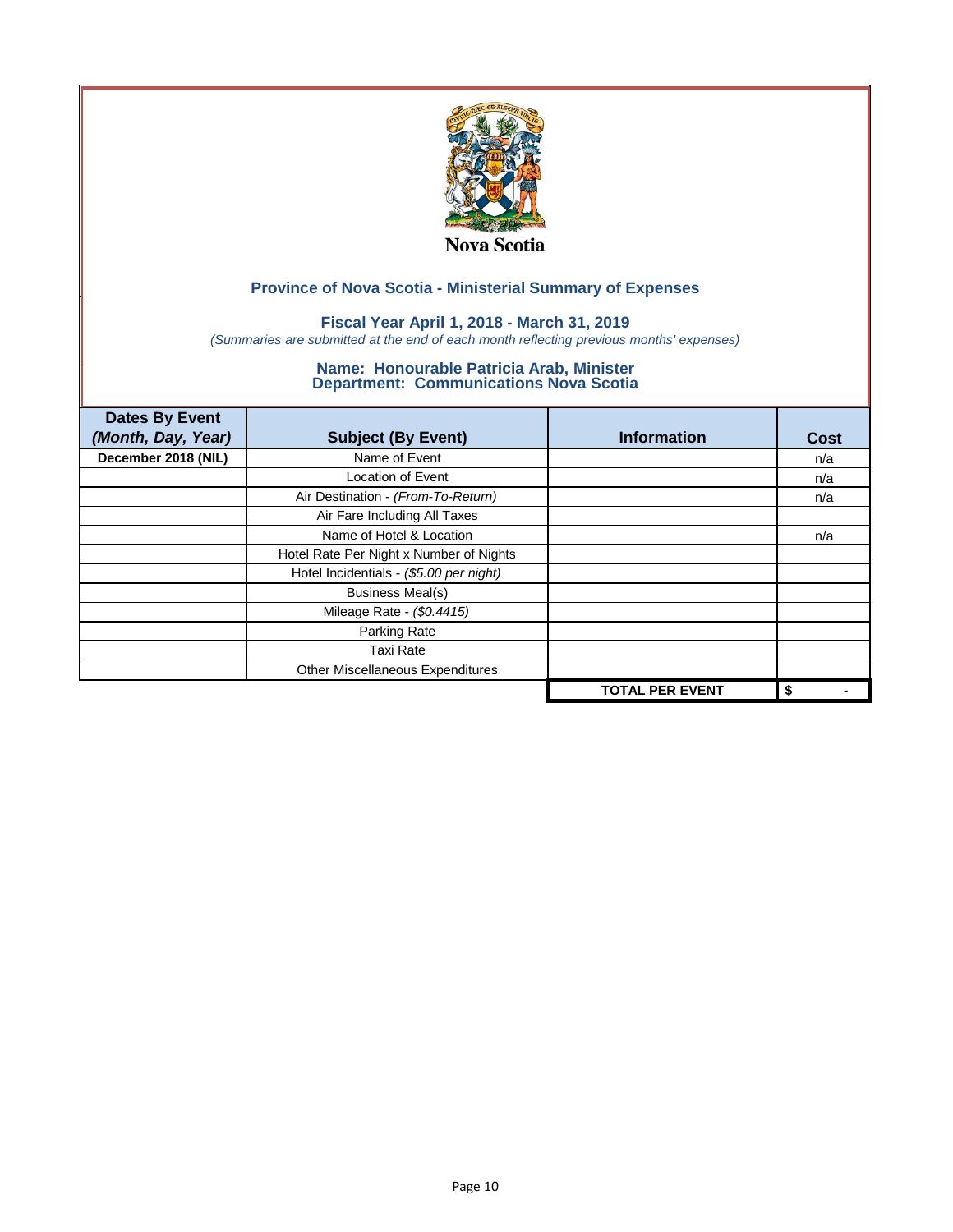Nova Scotia

## Province of Nova Scotia - Ministerial Summary of Expenses

### Fiscal Year April 1, 2018 - March 31, 2019

*(Summaries are submitted at the end of each month reflecting previous months' expenses)*

### Name: Honourable Patricia Arab, Minister
### Department: Communications Nova Scotia

| Dates By Event *(Month, Day, Year)* | Subject (By Event) | Information | Cost |
|---|---|---|---|
| **December 2018 (NIL)** | Name of Event | | n/a |
| | Location of Event | | n/a |
| | Air Destination - *(From-To-Return)* | | n/a |
| | Air Fare Including All Taxes | | |
| | Name of Hotel & Location | | n/a |
| | Hotel Rate Per Night x Number of Nights | | |
| | Hotel Incidentials - *($5.00 per night)* | | |
| | Business Meal(s) | | |
| | Mileage Rate - *($0.4415)* | | |
| | Parking Rate | | |
| | Taxi Rate | | |
| | Other Miscellaneous Expenditures | | |
| | | **TOTAL PER EVENT** | **$ -** |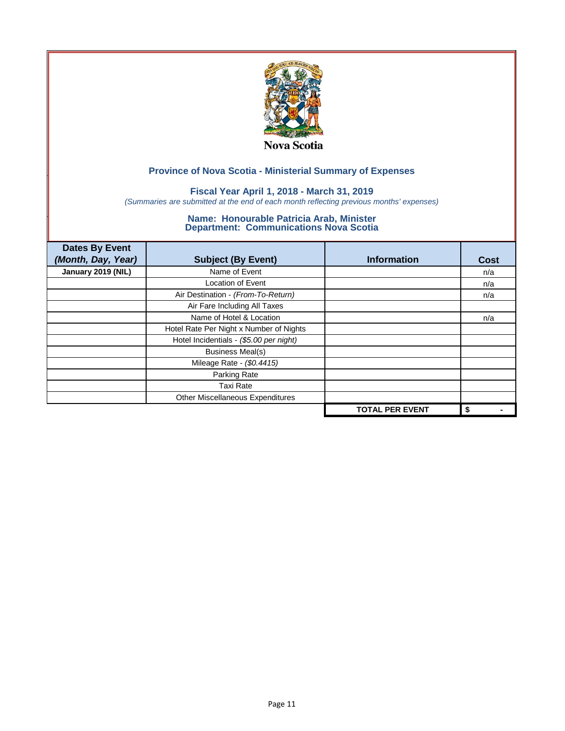Nova Scotia

## Province of Nova Scotia - Ministerial Summary of Expenses

### Fiscal Year April 1, 2018 - March 31, 2019

*(Summaries are submitted at the end of each month reflecting previous months' expenses)*

### Name: Honourable Patricia Arab, Minister
### Department: Communications Nova Scotia

| Dates By Event *(Month, Day, Year)* | Subject (By Event) | Information | Cost |
|---|---|---|---|
| **January 2019 (NIL)** | Name of Event | | n/a |
| | Location of Event | | n/a |
| | Air Destination - *(From-To-Return)* | | n/a |
| | Air Fare Including All Taxes | | |
| | Name of Hotel & Location | | n/a |
| | Hotel Rate Per Night x Number of Nights | | |
| | Hotel Incidentials - *($5.00 per night)* | | |
| | Business Meal(s) | | |
| | Mileage Rate - *($0.4415)* | | |
| | Parking Rate | | |
| | Taxi Rate | | |
| | Other Miscellaneous Expenditures | | |
| | | **TOTAL PER EVENT** | **$ -** |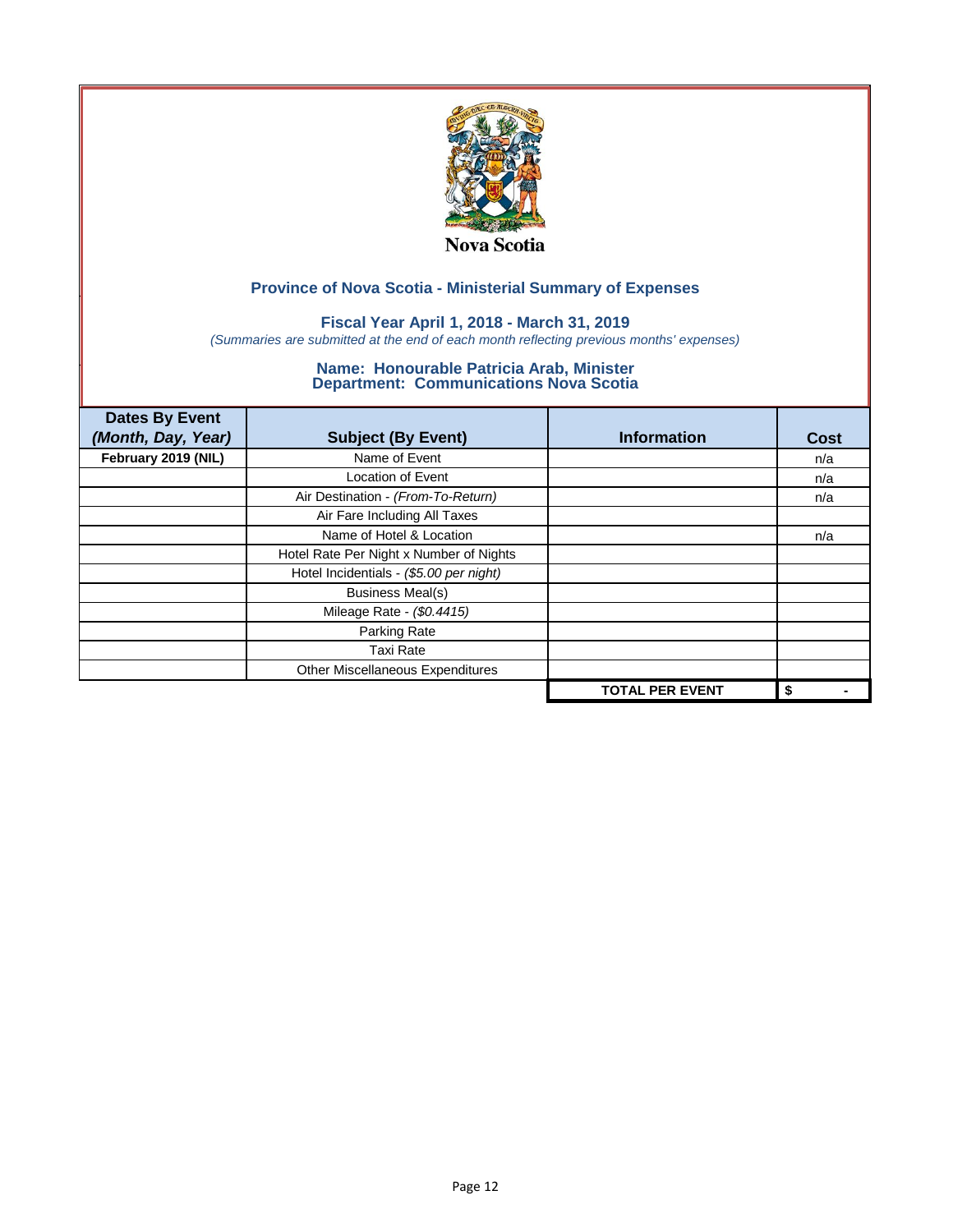Nova Scotia

## Province of Nova Scotia - Ministerial Summary of Expenses

### Fiscal Year April 1, 2018 - March 31, 2019

*(Summaries are submitted at the end of each month reflecting previous months' expenses)*

### Name: Honourable Patricia Arab, Minister
### Department: Communications Nova Scotia

| Dates By Event *(Month, Day, Year)* | Subject (By Event) | Information | Cost |
|---|---|---|---|
| **February 2019 (NIL)** | Name of Event | | n/a |
| | Location of Event | | n/a |
| | Air Destination - *(From-To-Return)* | | n/a |
| | Air Fare Including All Taxes | | |
| | Name of Hotel & Location | | n/a |
| | Hotel Rate Per Night x Number of Nights | | |
| | Hotel Incidentials - *($5.00 per night)* | | |
| | Business Meal(s) | | |
| | Mileage Rate - *($0.4415)* | | |
| | Parking Rate | | |
| | Taxi Rate | | |
| | Other Miscellaneous Expenditures | | |
| | | **TOTAL PER EVENT** | **$ -** |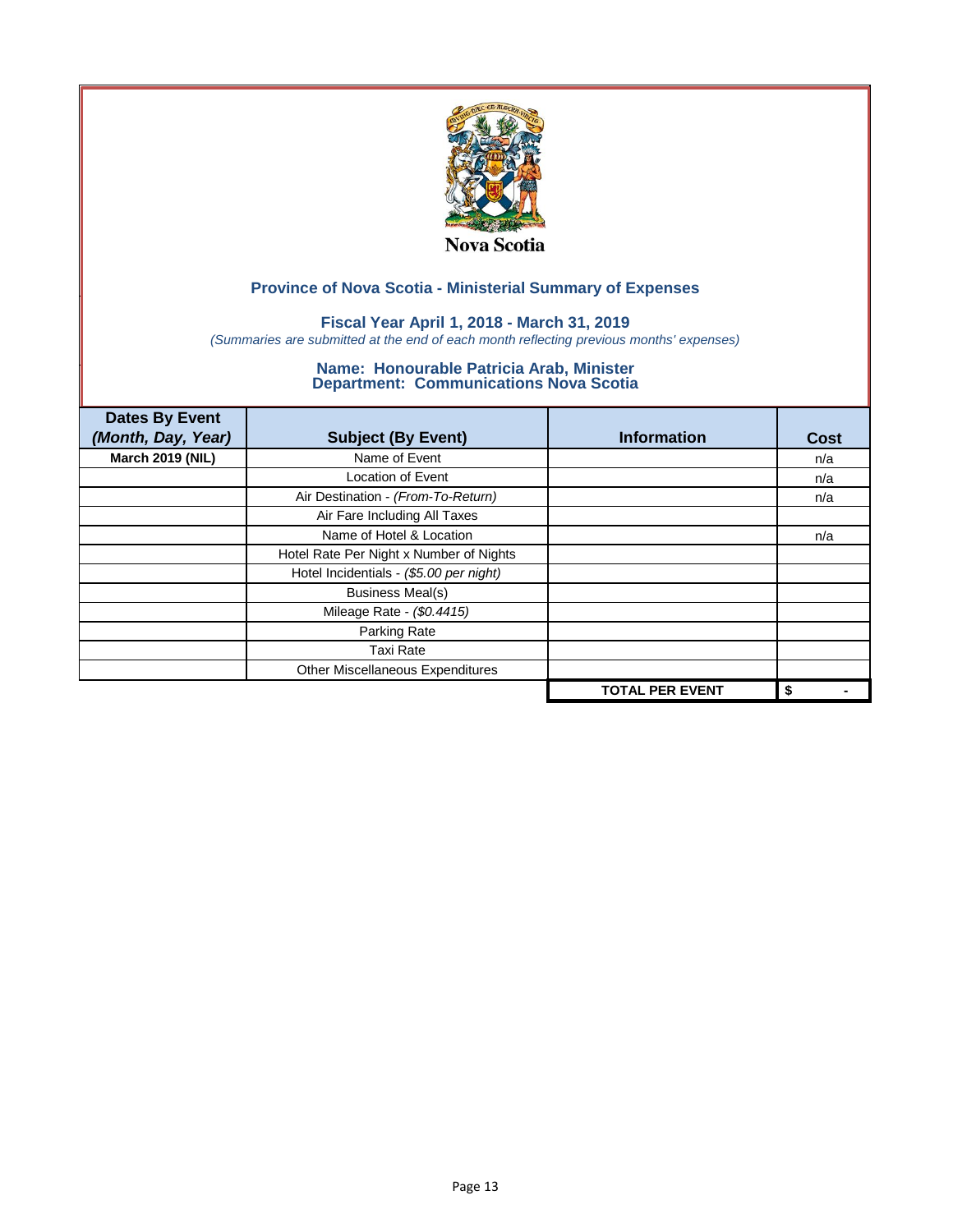Nova Scotia

## Province of Nova Scotia - Ministerial Summary of Expenses

### Fiscal Year April 1, 2018 - March 31, 2019

*(Summaries are submitted at the end of each month reflecting previous months' expenses)*

### Name: Honourable Patricia Arab, Minister
### Department: Communications Nova Scotia

| Dates By Event *(Month, Day, Year)* | Subject (By Event) | Information | Cost |
|---|---|---|---|
| **March 2019 (NIL)** | Name of Event | | n/a |
| | Location of Event | | n/a |
| | Air Destination - *(From-To-Return)* | | n/a |
| | Air Fare Including All Taxes | | |
| | Name of Hotel & Location | | n/a |
| | Hotel Rate Per Night x Number of Nights | | |
| | Hotel Incidentials - *($5.00 per night)* | | |
| | Business Meal(s) | | |
| | Mileage Rate - *($0.4415)* | | |
| | Parking Rate | | |
| | Taxi Rate | | |
| | Other Miscellaneous Expenditures | | |
| | | **TOTAL PER EVENT** | **$ -** |